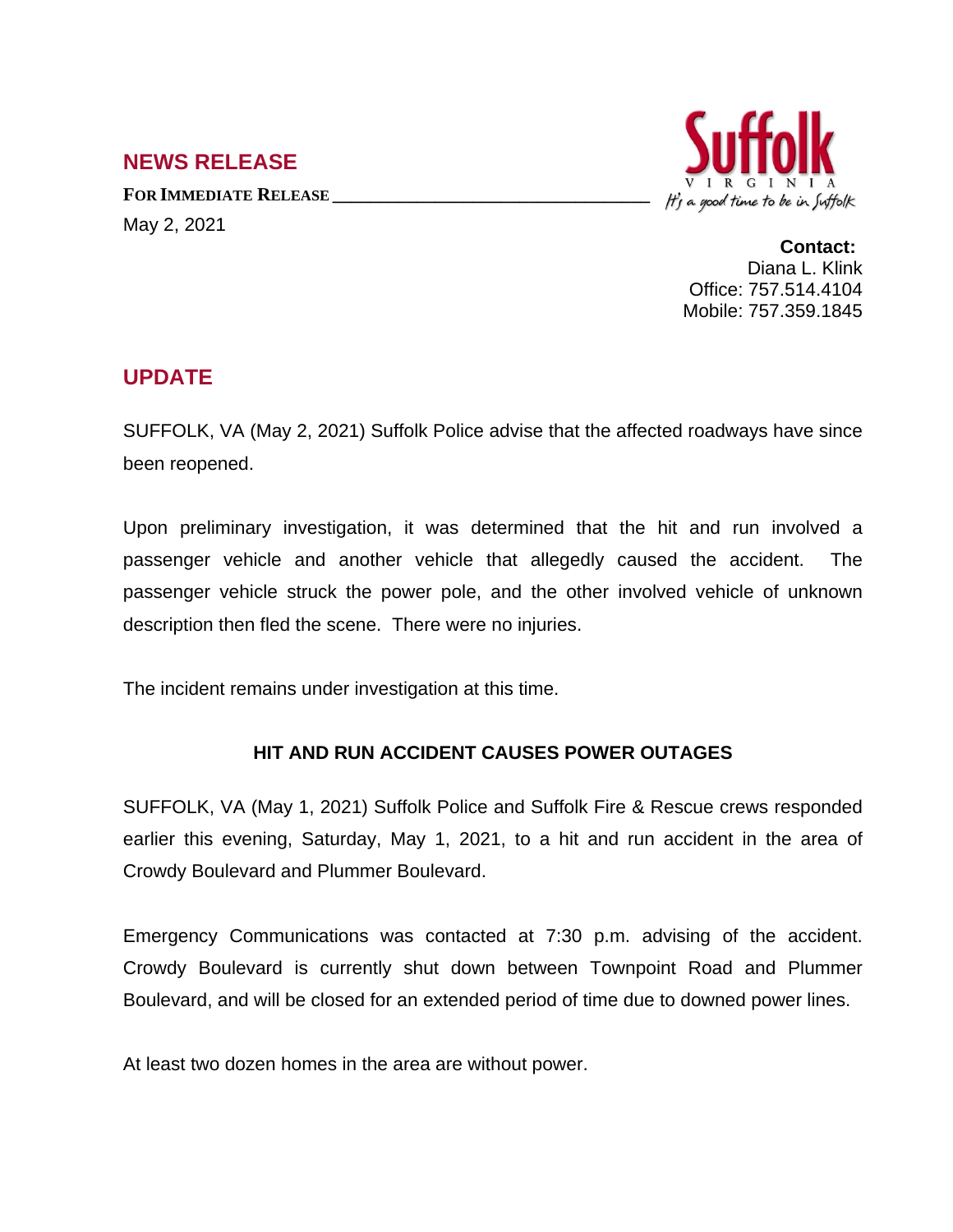## NEWS RELEASE

**FOR IMMEDIATE RELEASE**

May 2, 2021

Suffolk VIRGINIA *It's a good time to be in Suffolk*

**Contact:**
Diana L. Klink
Office: 757.514.4104
Mobile: 757.359.1845

## UPDATE

SUFFOLK, VA (May 2, 2021) Suffolk Police advise that the affected roadways have since been reopened.

Upon preliminary investigation, it was determined that the hit and run involved a passenger vehicle and another vehicle that allegedly caused the accident. The passenger vehicle struck the power pole, and the other involved vehicle of unknown description then fled the scene. There were no injuries.

The incident remains under investigation at this time.

### HIT AND RUN ACCIDENT CAUSES POWER OUTAGES

SUFFOLK, VA (May 1, 2021) Suffolk Police and Suffolk Fire & Rescue crews responded earlier this evening, Saturday, May 1, 2021, to a hit and run accident in the area of Crowdy Boulevard and Plummer Boulevard.

Emergency Communications was contacted at 7:30 p.m. advising of the accident. Crowdy Boulevard is currently shut down between Townpoint Road and Plummer Boulevard, and will be closed for an extended period of time due to downed power lines.

At least two dozen homes in the area are without power.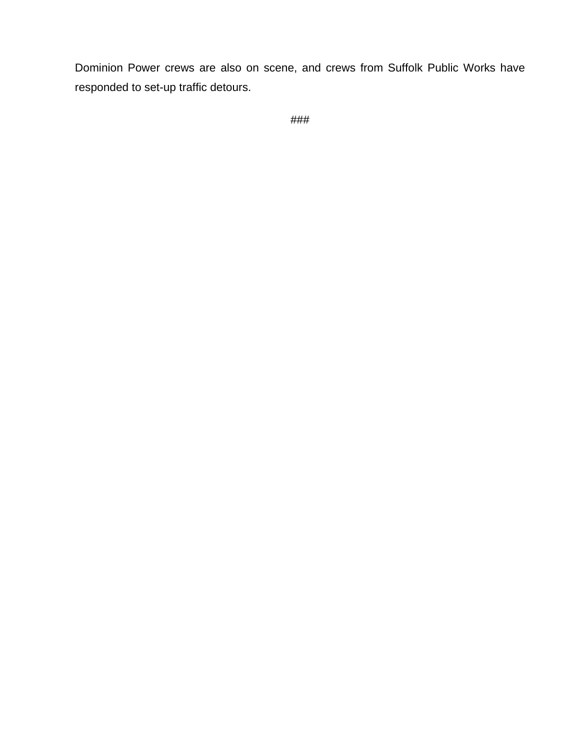Dominion Power crews are also on scene, and crews from Suffolk Public Works have responded to set-up traffic detours.

###